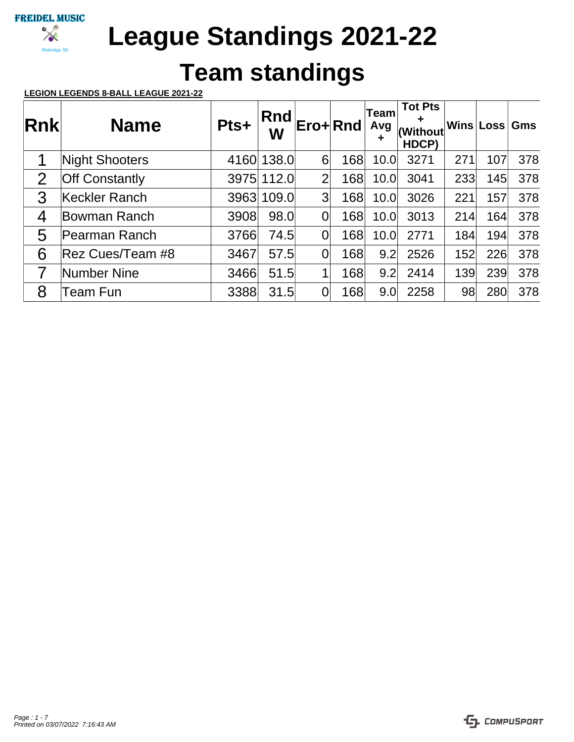FREIDEL MUSIC

Mobridge, SD

# League Standings 2021-22

## Team standings

**LEGION LEGENDS 8-BALL LEAGUE 2021-22**

| Rnk | Name | Pts+ | Rnd W | Ero+ | Rnd | Team Avg + | Tot Pts + (Without HDCP) | Wins | Loss | Gms |
|---|---|---|---|---|---|---|---|---|---|---|
| 1 | Night Shooters | 4160 | 138.0 | 6 | 168 | 10.0 | 3271 | 271 | 107 | 378 |
| 2 | Off Constantly | 3975 | 112.0 | 2 | 168 | 10.0 | 3041 | 233 | 145 | 378 |
| 3 | Keckler Ranch | 3963 | 109.0 | 3 | 168 | 10.0 | 3026 | 221 | 157 | 378 |
| 4 | Bowman Ranch | 3908 | 98.0 | 0 | 168 | 10.0 | 3013 | 214 | 164 | 378 |
| 5 | Pearman Ranch | 3766 | 74.5 | 0 | 168 | 10.0 | 2771 | 184 | 194 | 378 |
| 6 | Rez Cues/Team #8 | 3467 | 57.5 | 0 | 168 | 9.2 | 2526 | 152 | 226 | 378 |
| 7 | Number Nine | 3466 | 51.5 | 1 | 168 | 9.2 | 2414 | 139 | 239 | 378 |
| 8 | Team Fun | 3388 | 31.5 | 0 | 168 | 9.0 | 2258 | 98 | 280 | 378 |

*Printed on 03/07/2022 7:16:43 AM*

COMPUSPORT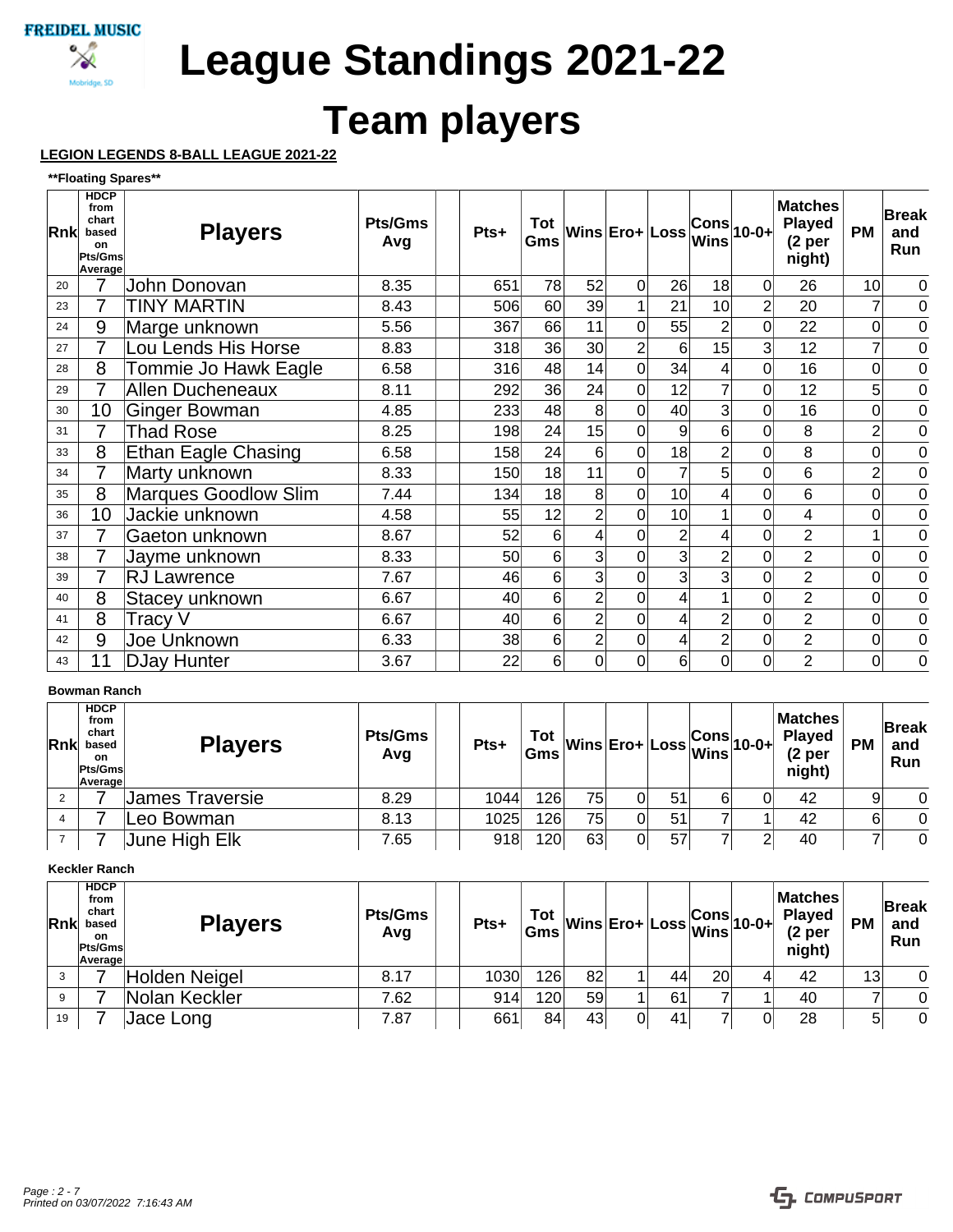FREIDEL MUSIC

Mobridge, SD

# League Standings 2021-22

# Team players

**LEGION LEGENDS 8-BALL LEAGUE 2021-22**

**\*\*Floating Spares\*\***

| Rnk | HDCP from chart based on Pts/Gms Average | Players | Pts/Gms Avg | | Pts+ | Tot Gms | Wins | Ero+ | Loss | Cons Wins | 10-0+ | Matches Played (2 per night) | PM | Break and Run |
|---|---|---|---|---|---|---|---|---|---|---|---|---|---|---|
| 20 | 7 | John Donovan | 8.35 | | 651 | 78 | 52 | 0 | 26 | 18 | 0 | 26 | 10 | 0 |
| 23 | 7 | TINY MARTIN | 8.43 | | 506 | 60 | 39 | 1 | 21 | 10 | 2 | 20 | 7 | 0 |
| 24 | 9 | Marge unknown | 5.56 | | 367 | 66 | 11 | 0 | 55 | 2 | 0 | 22 | 0 | 0 |
| 27 | 7 | Lou Lends His Horse | 8.83 | | 318 | 36 | 30 | 2 | 6 | 15 | 3 | 12 | 7 | 0 |
| 28 | 8 | Tommie Jo Hawk Eagle | 6.58 | | 316 | 48 | 14 | 0 | 34 | 4 | 0 | 16 | 0 | 0 |
| 29 | 7 | Allen Ducheneaux | 8.11 | | 292 | 36 | 24 | 0 | 12 | 7 | 0 | 12 | 5 | 0 |
| 30 | 10 | Ginger Bowman | 4.85 | | 233 | 48 | 8 | 0 | 40 | 3 | 0 | 16 | 0 | 0 |
| 31 | 7 | Thad Rose | 8.25 | | 198 | 24 | 15 | 0 | 9 | 6 | 0 | 8 | 2 | 0 |
| 33 | 8 | Ethan Eagle Chasing | 6.58 | | 158 | 24 | 6 | 0 | 18 | 2 | 0 | 8 | 0 | 0 |
| 34 | 7 | Marty unknown | 8.33 | | 150 | 18 | 11 | 0 | 7 | 5 | 0 | 6 | 2 | 0 |
| 35 | 8 | Marques Goodlow Slim | 7.44 | | 134 | 18 | 8 | 0 | 10 | 4 | 0 | 6 | 0 | 0 |
| 36 | 10 | Jackie unknown | 4.58 | | 55 | 12 | 2 | 0 | 10 | 1 | 0 | 4 | 0 | 0 |
| 37 | 7 | Gaeton unknown | 8.67 | | 52 | 6 | 4 | 0 | 2 | 4 | 0 | 2 | 1 | 0 |
| 38 | 7 | Jayme unknown | 8.33 | | 50 | 6 | 3 | 0 | 3 | 2 | 0 | 2 | 0 | 0 |
| 39 | 7 | RJ Lawrence | 7.67 | | 46 | 6 | 3 | 0 | 3 | 3 | 0 | 2 | 0 | 0 |
| 40 | 8 | Stacey unknown | 6.67 | | 40 | 6 | 2 | 0 | 4 | 1 | 0 | 2 | 0 | 0 |
| 41 | 8 | Tracy V | 6.67 | | 40 | 6 | 2 | 0 | 4 | 2 | 0 | 2 | 0 | 0 |
| 42 | 9 | Joe Unknown | 6.33 | | 38 | 6 | 2 | 0 | 4 | 2 | 0 | 2 | 0 | 0 |
| 43 | 11 | DJay Hunter | 3.67 | | 22 | 6 | 0 | 0 | 6 | 0 | 0 | 2 | 0 | 0 |

**Bowman Ranch**

| Rnk | HDCP from chart based on Pts/Gms Average | Players | Pts/Gms Avg | | Pts+ | Tot Gms | Wins | Ero+ | Loss | Cons Wins | 10-0+ | Matches Played (2 per night) | PM | Break and Run |
|---|---|---|---|---|---|---|---|---|---|---|---|---|---|---|
| 2 | 7 | James Traversie | 8.29 | | 1044 | 126 | 75 | 0 | 51 | 6 | 0 | 42 | 9 | 0 |
| 4 | 7 | Leo Bowman | 8.13 | | 1025 | 126 | 75 | 0 | 51 | 7 | 1 | 42 | 6 | 0 |
| 7 | 7 | June High Elk | 7.65 | | 918 | 120 | 63 | 0 | 57 | 7 | 2 | 40 | 7 | 0 |

**Keckler Ranch**

| Rnk | HDCP from chart based on Pts/Gms Average | Players | Pts/Gms Avg | | Pts+ | Tot Gms | Wins | Ero+ | Loss | Cons Wins | 10-0+ | Matches Played (2 per night) | PM | Break and Run |
|---|---|---|---|---|---|---|---|---|---|---|---|---|---|---|
| 3 | 7 | Holden Neigel | 8.17 | | 1030 | 126 | 82 | 1 | 44 | 20 | 4 | 42 | 13 | 0 |
| 9 | 7 | Nolan Keckler | 7.62 | | 914 | 120 | 59 | 1 | 61 | 7 | 1 | 40 | 7 | 0 |
| 19 | 7 | Jace Long | 7.87 | | 661 | 84 | 43 | 0 | 41 | 7 | 0 | 28 | 5 | 0 |

*Printed on 03/07/2022 7:16:43 AM*

COMPUSPORT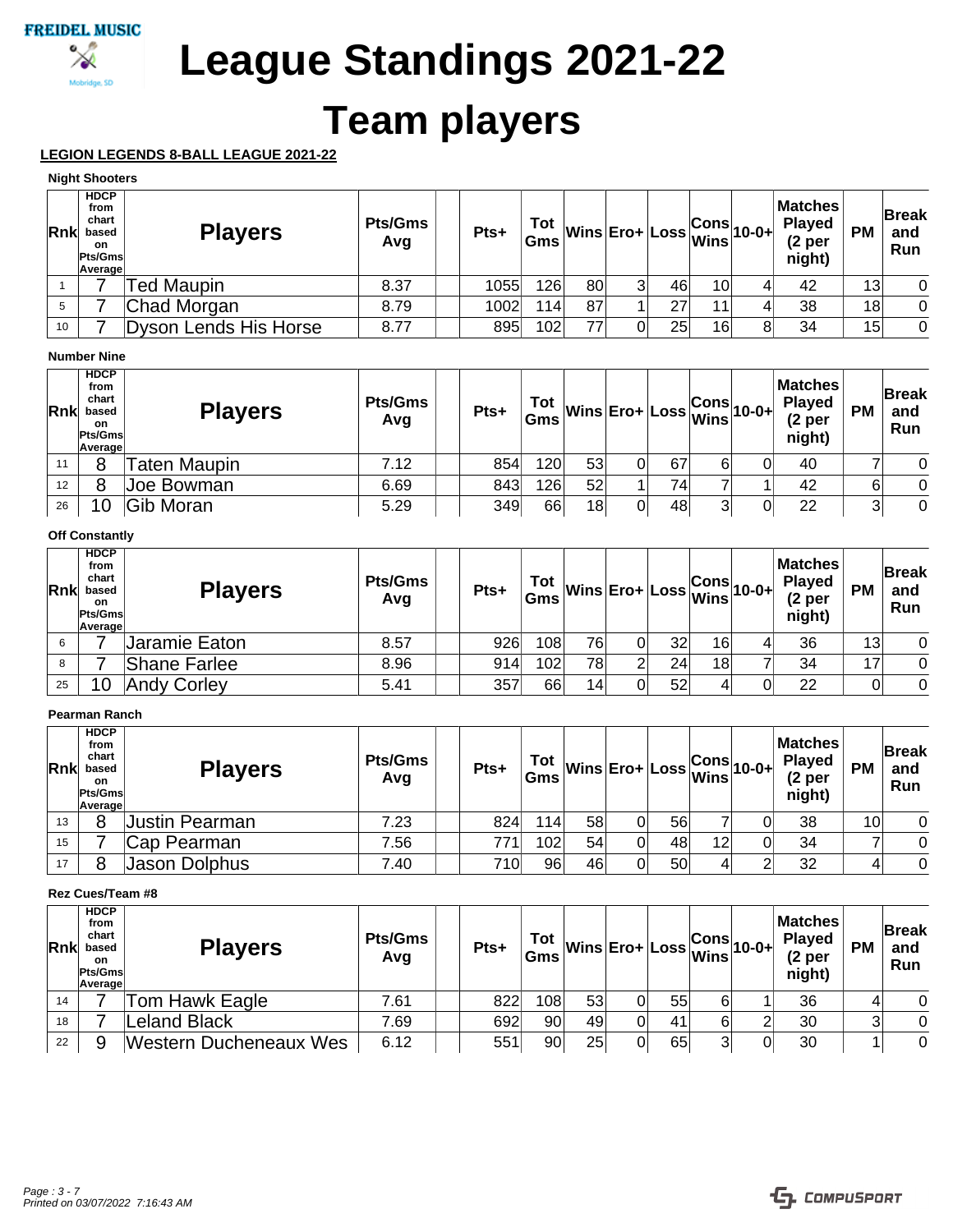# League Standings 2021-22

# Team players

**LEGION LEGENDS 8-BALL LEAGUE 2021-22**

**Night Shooters**

| Rnk | HDCP from chart based on Pts/Gms Average | Players | Pts/Gms Avg | | Pts+ | Tot Gms | Wins | Ero+ | Loss | Cons Wins | 10-0+ | Matches Played (2 per night) | PM | Break and Run |
|---|---|---|---|---|---|---|---|---|---|---|---|---|---|---|
| 1 | 7 | Ted Maupin | 8.37 | | 1055 | 126 | 80 | 3 | 46 | 10 | 4 | 42 | 13 | 0 |
| 5 | 7 | Chad Morgan | 8.79 | | 1002 | 114 | 87 | 1 | 27 | 11 | 4 | 38 | 18 | 0 |
| 10 | 7 | Dyson Lends His Horse | 8.77 | | 895 | 102 | 77 | 0 | 25 | 16 | 8 | 34 | 15 | 0 |

**Number Nine**

| Rnk | HDCP from chart based on Pts/Gms Average | Players | Pts/Gms Avg | | Pts+ | Tot Gms | Wins | Ero+ | Loss | Cons Wins | 10-0+ | Matches Played (2 per night) | PM | Break and Run |
|---|---|---|---|---|---|---|---|---|---|---|---|---|---|---|
| 11 | 8 | Taten Maupin | 7.12 | | 854 | 120 | 53 | 0 | 67 | 6 | 0 | 40 | 7 | 0 |
| 12 | 8 | Joe Bowman | 6.69 | | 843 | 126 | 52 | 1 | 74 | 7 | 1 | 42 | 6 | 0 |
| 26 | 10 | Gib Moran | 5.29 | | 349 | 66 | 18 | 0 | 48 | 3 | 0 | 22 | 3 | 0 |

**Off Constantly**

| Rnk | HDCP from chart based on Pts/Gms Average | Players | Pts/Gms Avg | | Pts+ | Tot Gms | Wins | Ero+ | Loss | Cons Wins | 10-0+ | Matches Played (2 per night) | PM | Break and Run |
|---|---|---|---|---|---|---|---|---|---|---|---|---|---|---|
| 6 | 7 | Jaramie Eaton | 8.57 | | 926 | 108 | 76 | 0 | 32 | 16 | 4 | 36 | 13 | 0 |
| 8 | 7 | Shane Farlee | 8.96 | | 914 | 102 | 78 | 2 | 24 | 18 | 7 | 34 | 17 | 0 |
| 25 | 10 | Andy Corley | 5.41 | | 357 | 66 | 14 | 0 | 52 | 4 | 0 | 22 | 0 | 0 |

**Pearman Ranch**

| Rnk | HDCP from chart based on Pts/Gms Average | Players | Pts/Gms Avg | | Pts+ | Tot Gms | Wins | Ero+ | Loss | Cons Wins | 10-0+ | Matches Played (2 per night) | PM | Break and Run |
|---|---|---|---|---|---|---|---|---|---|---|---|---|---|---|
| 13 | 8 | Justin Pearman | 7.23 | | 824 | 114 | 58 | 0 | 56 | 7 | 0 | 38 | 10 | 0 |
| 15 | 7 | Cap Pearman | 7.56 | | 771 | 102 | 54 | 0 | 48 | 12 | 0 | 34 | 7 | 0 |
| 17 | 8 | Jason Dolphus | 7.40 | | 710 | 96 | 46 | 0 | 50 | 4 | 2 | 32 | 4 | 0 |

**Rez Cues/Team #8**

| Rnk | HDCP from chart based on Pts/Gms Average | Players | Pts/Gms Avg | | Pts+ | Tot Gms | Wins | Ero+ | Loss | Cons Wins | 10-0+ | Matches Played (2 per night) | PM | Break and Run |
|---|---|---|---|---|---|---|---|---|---|---|---|---|---|---|
| 14 | 7 | Tom Hawk Eagle | 7.61 | | 822 | 108 | 53 | 0 | 55 | 6 | 1 | 36 | 4 | 0 |
| 18 | 7 | Leland Black | 7.69 | | 692 | 90 | 49 | 0 | 41 | 6 | 2 | 30 | 3 | 0 |
| 22 | 9 | Western Ducheneaux Wes | 6.12 | | 551 | 90 | 25 | 0 | 65 | 3 | 0 | 30 | 1 | 0 |

*Printed on 03/07/2022 7:16:43 AM*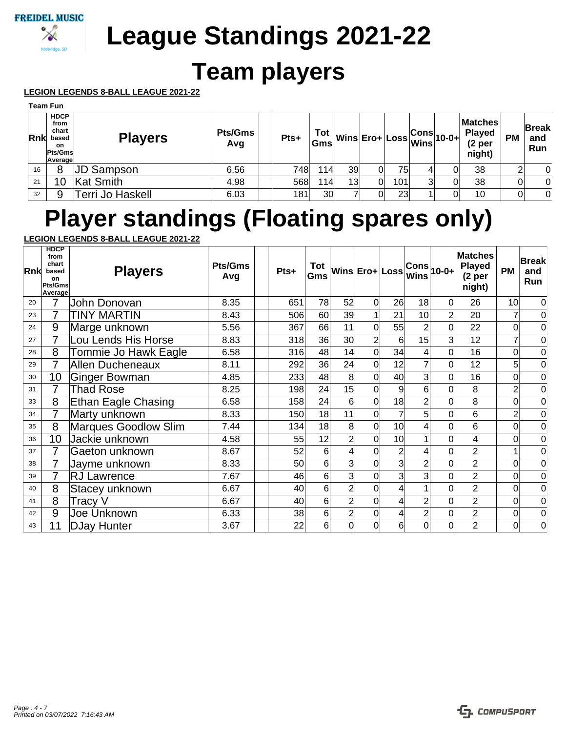FREIDEL MUSIC

Mobridge, SD

# League Standings 2021-22

# Team players

**LEGION LEGENDS 8-BALL LEAGUE 2021-22**

**Team Fun**

| Rnk | HDCP from chart based on Pts/Gms Average | Players | Pts/Gms Avg | | Pts+ | Tot Gms | Wins | Ero+ | Loss | Cons Wins | 10-0+ | Matches Played (2 per night) | PM | Break and Run |
|---|---|---|---|---|---|---|---|---|---|---|---|---|---|---|
| 16 | 8 | JD Sampson | 6.56 | | 748 | 114 | 39 | 0 | 75 | 4 | 0 | 38 | 2 | 0 |
| 21 | 10 | Kat Smith | 4.98 | | 568 | 114 | 13 | 0 | 101 | 3 | 0 | 38 | 0 | 0 |
| 32 | 9 | Terri Jo Haskell | 6.03 | | 181 | 30 | 7 | 0 | 23 | 1 | 0 | 10 | 0 | 0 |

# Player standings (Floating spares only)

**LEGION LEGENDS 8-BALL LEAGUE 2021-22**

| Rnk | HDCP from chart based on Pts/Gms Average | Players | Pts/Gms Avg | | Pts+ | Tot Gms | Wins | Ero+ | Loss | Cons Wins | 10-0+ | Matches Played (2 per night) | PM | Break and Run |
|---|---|---|---|---|---|---|---|---|---|---|---|---|---|---|
| 20 | 7 | John Donovan | 8.35 | | 651 | 78 | 52 | 0 | 26 | 18 | 0 | 26 | 10 | 0 |
| 23 | 7 | TINY MARTIN | 8.43 | | 506 | 60 | 39 | 1 | 21 | 10 | 2 | 20 | 7 | 0 |
| 24 | 9 | Marge unknown | 5.56 | | 367 | 66 | 11 | 0 | 55 | 2 | 0 | 22 | 0 | 0 |
| 27 | 7 | Lou Lends His Horse | 8.83 | | 318 | 36 | 30 | 2 | 6 | 15 | 3 | 12 | 7 | 0 |
| 28 | 8 | Tommie Jo Hawk Eagle | 6.58 | | 316 | 48 | 14 | 0 | 34 | 4 | 0 | 16 | 0 | 0 |
| 29 | 7 | Allen Ducheneaux | 8.11 | | 292 | 36 | 24 | 0 | 12 | 7 | 0 | 12 | 5 | 0 |
| 30 | 10 | Ginger Bowman | 4.85 | | 233 | 48 | 8 | 0 | 40 | 3 | 0 | 16 | 0 | 0 |
| 31 | 7 | Thad Rose | 8.25 | | 198 | 24 | 15 | 0 | 9 | 6 | 0 | 8 | 2 | 0 |
| 33 | 8 | Ethan Eagle Chasing | 6.58 | | 158 | 24 | 6 | 0 | 18 | 2 | 0 | 8 | 0 | 0 |
| 34 | 7 | Marty unknown | 8.33 | | 150 | 18 | 11 | 0 | 7 | 5 | 0 | 6 | 2 | 0 |
| 35 | 8 | Marques Goodlow Slim | 7.44 | | 134 | 18 | 8 | 0 | 10 | 4 | 0 | 6 | 0 | 0 |
| 36 | 10 | Jackie unknown | 4.58 | | 55 | 12 | 2 | 0 | 10 | 1 | 0 | 4 | 0 | 0 |
| 37 | 7 | Gaeton unknown | 8.67 | | 52 | 6 | 4 | 0 | 2 | 4 | 0 | 2 | 1 | 0 |
| 38 | 7 | Jayme unknown | 8.33 | | 50 | 6 | 3 | 0 | 3 | 2 | 0 | 2 | 0 | 0 |
| 39 | 7 | RJ Lawrence | 7.67 | | 46 | 6 | 3 | 0 | 3 | 3 | 0 | 2 | 0 | 0 |
| 40 | 8 | Stacey unknown | 6.67 | | 40 | 6 | 2 | 0 | 4 | 1 | 0 | 2 | 0 | 0 |
| 41 | 8 | Tracy V | 6.67 | | 40 | 6 | 2 | 0 | 4 | 2 | 0 | 2 | 0 | 0 |
| 42 | 9 | Joe Unknown | 6.33 | | 38 | 6 | 2 | 0 | 4 | 2 | 0 | 2 | 0 | 0 |
| 43 | 11 | DJay Hunter | 3.67 | | 22 | 6 | 0 | 0 | 6 | 0 | 0 | 2 | 0 | 0 |

*Printed on 03/07/2022 7:16:43 AM*

COMPUSPORT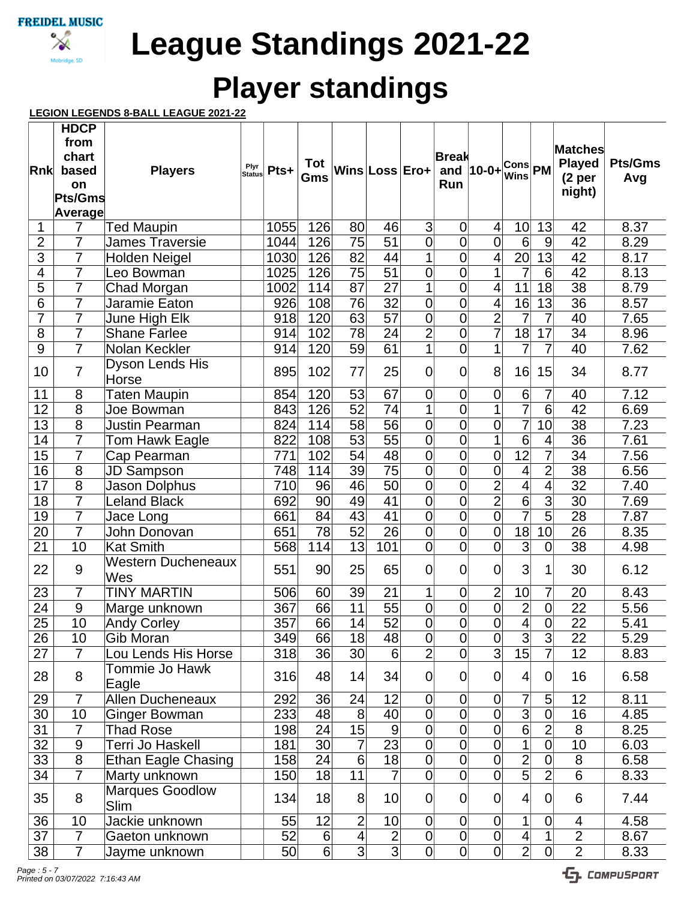FREIDEL MUSIC

Mobridge, SD

# League Standings 2021-22

# Player standings

**LEGION LEGENDS 8-BALL LEAGUE 2021-22**

| Rnk | HDCP from chart based on Pts/Gms Average | Players | Plyr Status | Pts+ | Tot Gms | Wins | Loss | Ero+ | Break and Run | 10-0+ | Cons Wins | PM | Matches Played (2 per night) | Pts/Gms Avg |
|---|---|---|---|---|---|---|---|---|---|---|---|---|---|---|
| 1 | 7 | Ted Maupin | | 1055 | 126 | 80 | 46 | 3 | 0 | 4 | 10 | 13 | 42 | 8.37 |
| 2 | 7 | James Traversie | | 1044 | 126 | 75 | 51 | 0 | 0 | 0 | 6 | 9 | 42 | 8.29 |
| 3 | 7 | Holden Neigel | | 1030 | 126 | 82 | 44 | 1 | 0 | 4 | 20 | 13 | 42 | 8.17 |
| 4 | 7 | Leo Bowman | | 1025 | 126 | 75 | 51 | 0 | 0 | 1 | 7 | 6 | 42 | 8.13 |
| 5 | 7 | Chad Morgan | | 1002 | 114 | 87 | 27 | 1 | 0 | 4 | 11 | 18 | 38 | 8.79 |
| 6 | 7 | Jaramie Eaton | | 926 | 108 | 76 | 32 | 0 | 0 | 4 | 16 | 13 | 36 | 8.57 |
| 7 | 7 | June High Elk | | 918 | 120 | 63 | 57 | 0 | 0 | 2 | 7 | 7 | 40 | 7.65 |
| 8 | 7 | Shane Farlee | | 914 | 102 | 78 | 24 | 2 | 0 | 7 | 18 | 17 | 34 | 8.96 |
| 9 | 7 | Nolan Keckler | | 914 | 120 | 59 | 61 | 1 | 0 | 1 | 7 | 7 | 40 | 7.62 |
| 10 | 7 | Dyson Lends His Horse | | 895 | 102 | 77 | 25 | 0 | 0 | 8 | 16 | 15 | 34 | 8.77 |
| 11 | 8 | Taten Maupin | | 854 | 120 | 53 | 67 | 0 | 0 | 0 | 6 | 7 | 40 | 7.12 |
| 12 | 8 | Joe Bowman | | 843 | 126 | 52 | 74 | 1 | 0 | 1 | 7 | 6 | 42 | 6.69 |
| 13 | 8 | Justin Pearman | | 824 | 114 | 58 | 56 | 0 | 0 | 0 | 7 | 10 | 38 | 7.23 |
| 14 | 7 | Tom Hawk Eagle | | 822 | 108 | 53 | 55 | 0 | 0 | 1 | 6 | 4 | 36 | 7.61 |
| 15 | 7 | Cap Pearman | | 771 | 102 | 54 | 48 | 0 | 0 | 0 | 12 | 7 | 34 | 7.56 |
| 16 | 8 | JD Sampson | | 748 | 114 | 39 | 75 | 0 | 0 | 0 | 4 | 2 | 38 | 6.56 |
| 17 | 8 | Jason Dolphus | | 710 | 96 | 46 | 50 | 0 | 0 | 2 | 4 | 4 | 32 | 7.40 |
| 18 | 7 | Leland Black | | 692 | 90 | 49 | 41 | 0 | 0 | 2 | 6 | 3 | 30 | 7.69 |
| 19 | 7 | Jace Long | | 661 | 84 | 43 | 41 | 0 | 0 | 0 | 7 | 5 | 28 | 7.87 |
| 20 | 7 | John Donovan | | 651 | 78 | 52 | 26 | 0 | 0 | 0 | 18 | 10 | 26 | 8.35 |
| 21 | 10 | Kat Smith | | 568 | 114 | 13 | 101 | 0 | 0 | 0 | 3 | 0 | 38 | 4.98 |
| 22 | 9 | Western Ducheneaux Wes | | 551 | 90 | 25 | 65 | 0 | 0 | 0 | 3 | 1 | 30 | 6.12 |
| 23 | 7 | TINY MARTIN | | 506 | 60 | 39 | 21 | 1 | 0 | 2 | 10 | 7 | 20 | 8.43 |
| 24 | 9 | Marge unknown | | 367 | 66 | 11 | 55 | 0 | 0 | 0 | 2 | 0 | 22 | 5.56 |
| 25 | 10 | Andy Corley | | 357 | 66 | 14 | 52 | 0 | 0 | 0 | 4 | 0 | 22 | 5.41 |
| 26 | 10 | Gib Moran | | 349 | 66 | 18 | 48 | 0 | 0 | 0 | 3 | 3 | 22 | 5.29 |
| 27 | 7 | Lou Lends His Horse | | 318 | 36 | 30 | 6 | 2 | 0 | 3 | 15 | 7 | 12 | 8.83 |
| 28 | 8 | Tommie Jo Hawk Eagle | | 316 | 48 | 14 | 34 | 0 | 0 | 0 | 4 | 0 | 16 | 6.58 |
| 29 | 7 | Allen Ducheneaux | | 292 | 36 | 24 | 12 | 0 | 0 | 0 | 7 | 5 | 12 | 8.11 |
| 30 | 10 | Ginger Bowman | | 233 | 48 | 8 | 40 | 0 | 0 | 0 | 3 | 0 | 16 | 4.85 |
| 31 | 7 | Thad Rose | | 198 | 24 | 15 | 9 | 0 | 0 | 0 | 6 | 2 | 8 | 8.25 |
| 32 | 9 | Terri Jo Haskell | | 181 | 30 | 7 | 23 | 0 | 0 | 0 | 1 | 0 | 10 | 6.03 |
| 33 | 8 | Ethan Eagle Chasing | | 158 | 24 | 6 | 18 | 0 | 0 | 0 | 2 | 0 | 8 | 6.58 |
| 34 | 7 | Marty unknown | | 150 | 18 | 11 | 7 | 0 | 0 | 0 | 5 | 2 | 6 | 8.33 |
| 35 | 8 | Marques Goodlow Slim | | 134 | 18 | 8 | 10 | 0 | 0 | 0 | 4 | 0 | 6 | 7.44 |
| 36 | 10 | Jackie unknown | | 55 | 12 | 2 | 10 | 0 | 0 | 0 | 1 | 0 | 4 | 4.58 |
| 37 | 7 | Gaeton unknown | | 52 | 6 | 4 | 2 | 0 | 0 | 0 | 4 | 1 | 2 | 8.67 |
| 38 | 7 | Jayme unknown | | 50 | 6 | 3 | 3 | 0 | 0 | 0 | 2 | 0 | 2 | 8.33 |

*Printed on 03/07/2022 7:16:43 AM*

COMPUSPORT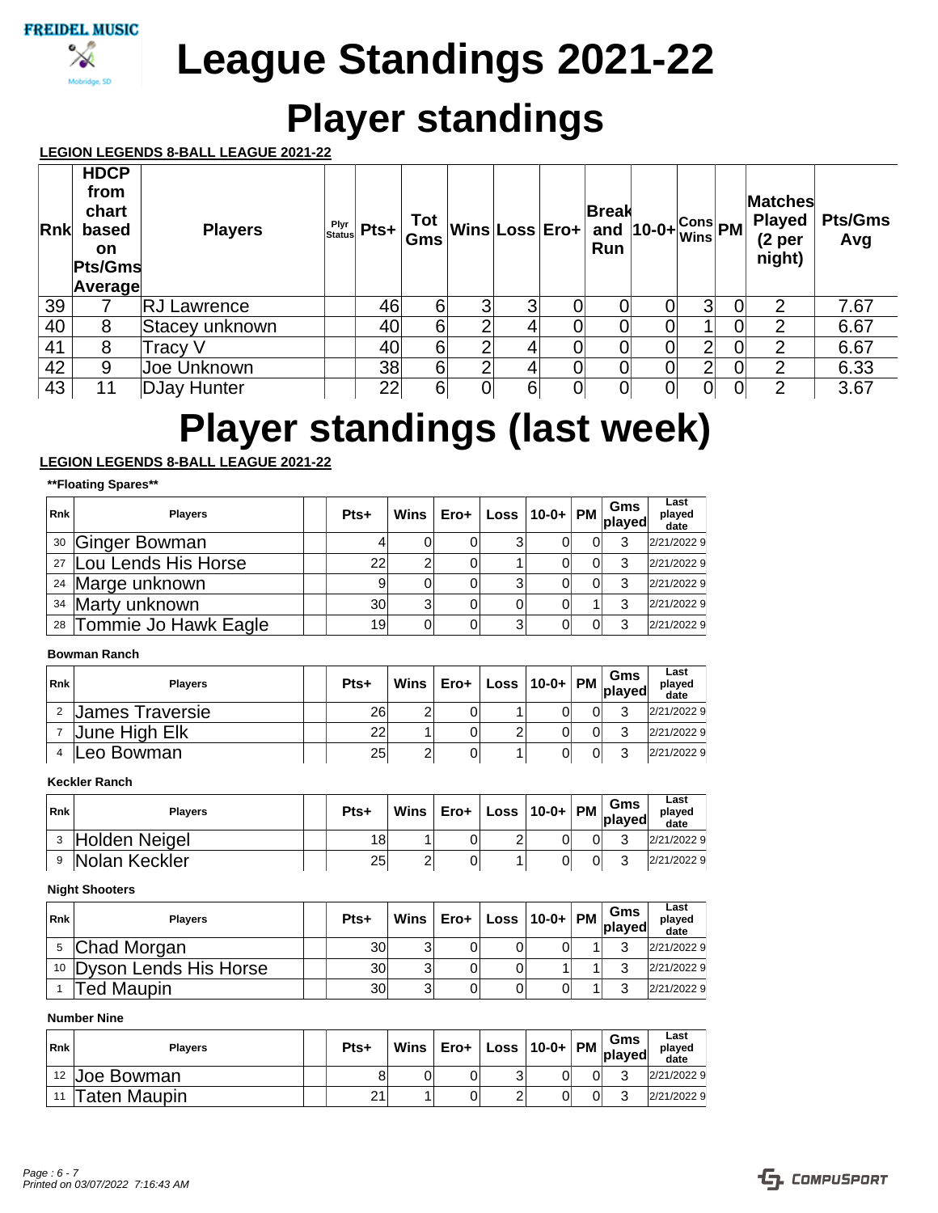FREIDEL MUSIC

Mobridge, SD

# League Standings 2021-22

# Player standings

**LEGION LEGENDS 8-BALL LEAGUE 2021-22**

| Rnk | HDCP from chart based on Pts/Gms Average | Players | Plyr Status | Pts+ | Tot Gms | Wins | Loss | Ero+ | Break and Run | 10-0+ | Cons Wins | PM | Matches Played (2 per night) | Pts/Gms Avg |
|---|---|---|---|---|---|---|---|---|---|---|---|---|---|---|
| 39 | 7 | RJ Lawrence | | 46 | 6 | 3 | 3 | 0 | 0 | 0 | 3 | 0 | 2 | 7.67 |
| 40 | 8 | Stacey unknown | | 40 | 6 | 2 | 4 | 0 | 0 | 0 | 1 | 0 | 2 | 6.67 |
| 41 | 8 | Tracy V | | 40 | 6 | 2 | 4 | 0 | 0 | 0 | 2 | 0 | 2 | 6.67 |
| 42 | 9 | Joe Unknown | | 38 | 6 | 2 | 4 | 0 | 0 | 0 | 2 | 0 | 2 | 6.33 |
| 43 | 11 | DJay Hunter | | 22 | 6 | 0 | 6 | 0 | 0 | 0 | 0 | 0 | 2 | 3.67 |

# Player standings (last week)

**LEGION LEGENDS 8-BALL LEAGUE 2021-22**

**\*\*Floating Spares\*\***

| Rnk | Players | | Pts+ | Wins | Ero+ | Loss | 10-0+ | PM | Gms played | Last played date |
|---|---|---|---|---|---|---|---|---|---|---|
| 30 | Ginger Bowman | | 4 | 0 | 0 | 3 | 0 | 0 | 3 | 2/21/2022 9 |
| 27 | Lou Lends His Horse | | 22 | 2 | 0 | 1 | 0 | 0 | 3 | 2/21/2022 9 |
| 24 | Marge unknown | | 9 | 0 | 0 | 3 | 0 | 0 | 3 | 2/21/2022 9 |
| 34 | Marty unknown | | 30 | 3 | 0 | 0 | 0 | 1 | 3 | 2/21/2022 9 |
| 28 | Tommie Jo Hawk Eagle | | 19 | 0 | 0 | 3 | 0 | 0 | 3 | 2/21/2022 9 |

**Bowman Ranch**

| Rnk | Players | | Pts+ | Wins | Ero+ | Loss | 10-0+ | PM | Gms played | Last played date |
|---|---|---|---|---|---|---|---|---|---|---|
| 2 | James Traversie | | 26 | 2 | 0 | 1 | 0 | 0 | 3 | 2/21/2022 9 |
| 7 | June High Elk | | 22 | 1 | 0 | 2 | 0 | 0 | 3 | 2/21/2022 9 |
| 4 | Leo Bowman | | 25 | 2 | 0 | 1 | 0 | 0 | 3 | 2/21/2022 9 |

**Keckler Ranch**

| Rnk | Players | | Pts+ | Wins | Ero+ | Loss | 10-0+ | PM | Gms played | Last played date |
|---|---|---|---|---|---|---|---|---|---|---|
| 3 | Holden Neigel | | 18 | 1 | 0 | 2 | 0 | 0 | 3 | 2/21/2022 9 |
| 9 | Nolan Keckler | | 25 | 2 | 0 | 1 | 0 | 0 | 3 | 2/21/2022 9 |

**Night Shooters**

| Rnk | Players | | Pts+ | Wins | Ero+ | Loss | 10-0+ | PM | Gms played | Last played date |
|---|---|---|---|---|---|---|---|---|---|---|
| 5 | Chad Morgan | | 30 | 3 | 0 | 0 | 0 | 1 | 3 | 2/21/2022 9 |
| 10 | Dyson Lends His Horse | | 30 | 3 | 0 | 0 | 1 | 1 | 3 | 2/21/2022 9 |
| 1 | Ted Maupin | | 30 | 3 | 0 | 0 | 0 | 1 | 3 | 2/21/2022 9 |

**Number Nine**

| Rnk | Players | | Pts+ | Wins | Ero+ | Loss | 10-0+ | PM | Gms played | Last played date |
|---|---|---|---|---|---|---|---|---|---|---|
| 12 | Joe Bowman | | 8 | 0 | 0 | 3 | 0 | 0 | 3 | 2/21/2022 9 |
| 11 | Taten Maupin | | 21 | 1 | 0 | 2 | 0 | 0 | 3 | 2/21/2022 9 |

*Printed on 03/07/2022 7:16:43 AM*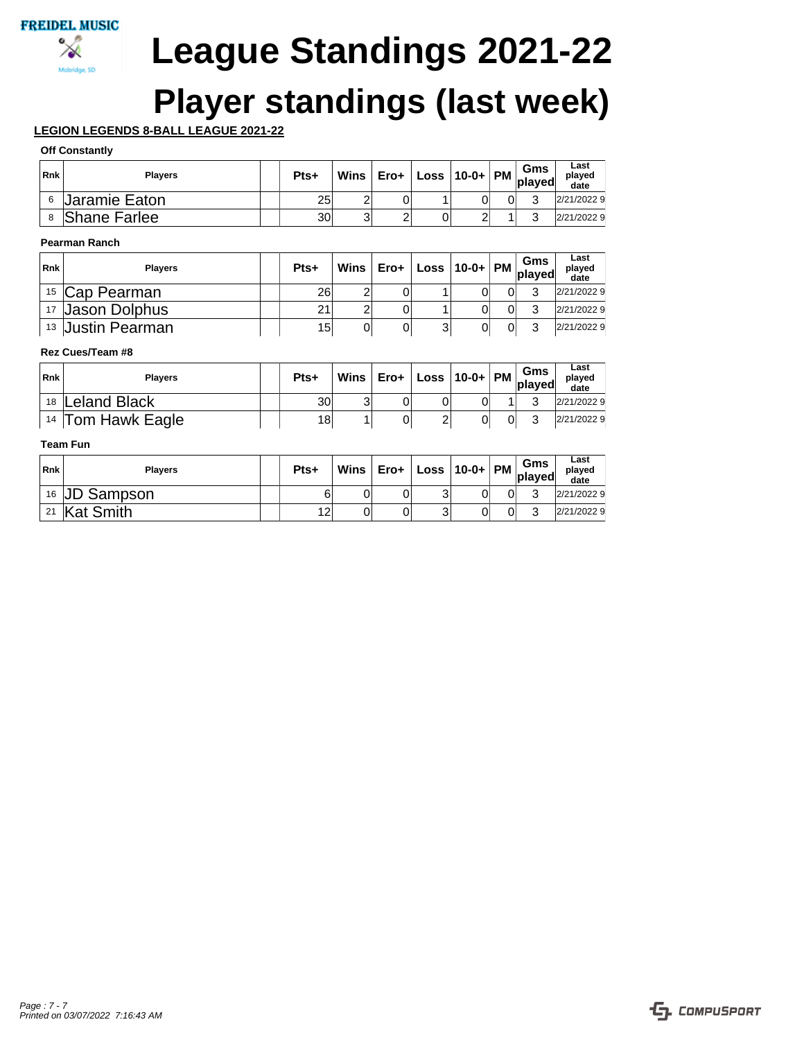# League Standings 2021-22

# Player standings (last week)

**LEGION LEGENDS 8-BALL LEAGUE 2021-22**

**Off Constantly**

| Rnk | Players | | Pts+ | Wins | Ero+ | Loss | 10-0+ | PM | Gms played | Last played date |
|---|---|---|---|---|---|---|---|---|---|---|
| 6 | Jaramie Eaton | | 25 | 2 | 0 | 1 | 0 | 0 | 3 | 2/21/2022 9 |
| 8 | Shane Farlee | | 30 | 3 | 2 | 0 | 2 | 1 | 3 | 2/21/2022 9 |

**Pearman Ranch**

| Rnk | Players | | Pts+ | Wins | Ero+ | Loss | 10-0+ | PM | Gms played | Last played date |
|---|---|---|---|---|---|---|---|---|---|---|
| 15 | Cap Pearman | | 26 | 2 | 0 | 1 | 0 | 0 | 3 | 2/21/2022 9 |
| 17 | Jason Dolphus | | 21 | 2 | 0 | 1 | 0 | 0 | 3 | 2/21/2022 9 |
| 13 | Justin Pearman | | 15 | 0 | 0 | 3 | 0 | 0 | 3 | 2/21/2022 9 |

**Rez Cues/Team #8**

| Rnk | Players | | Pts+ | Wins | Ero+ | Loss | 10-0+ | PM | Gms played | Last played date |
|---|---|---|---|---|---|---|---|---|---|---|
| 18 | Leland Black | | 30 | 3 | 0 | 0 | 0 | 1 | 3 | 2/21/2022 9 |
| 14 | Tom Hawk Eagle | | 18 | 1 | 0 | 2 | 0 | 0 | 3 | 2/21/2022 9 |

**Team Fun**

| Rnk | Players | | Pts+ | Wins | Ero+ | Loss | 10-0+ | PM | Gms played | Last played date |
|---|---|---|---|---|---|---|---|---|---|---|
| 16 | JD Sampson | | 6 | 0 | 0 | 3 | 0 | 0 | 3 | 2/21/2022 9 |
| 21 | Kat Smith | | 12 | 0 | 0 | 3 | 0 | 0 | 3 | 2/21/2022 9 |

*Printed on 03/07/2022 7:16:43 AM*